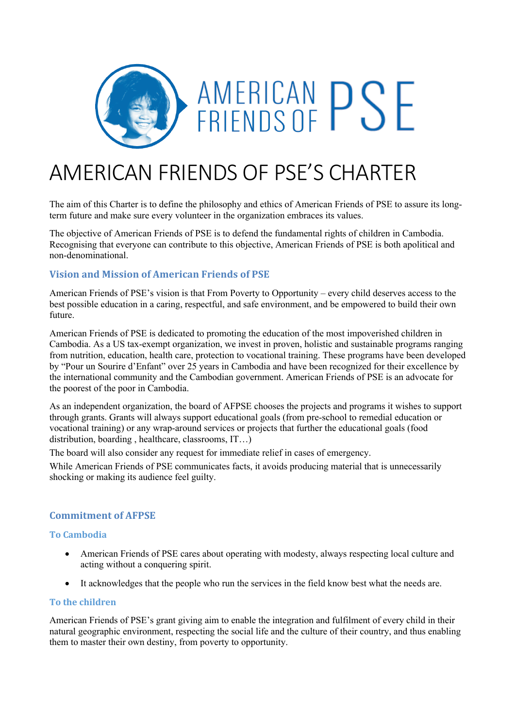# AMERICAN FRIENDS OF PSE'S CHARTER

The aim of this Charter is to define the philosophy and ethics of American Friends of PSE to assure its long-term future and make sure every volunteer in the organization embraces its values.

The objective of American Friends of PSE is to defend the fundamental rights of children in Cambodia. Recognising that everyone can contribute to this objective, American Friends of PSE is both apolitical and non-denominational.

## Vision and Mission of American Friends of PSE

American Friends of PSE's vision is that From Poverty to Opportunity – every child deserves access to the best possible education in a caring, respectful, and safe environment, and be empowered to build their own future.

American Friends of PSE is dedicated to promoting the education of the most impoverished children in Cambodia. As a US tax-exempt organization, we invest in proven, holistic and sustainable programs ranging from nutrition, education, health care, protection to vocational training. These programs have been developed by "Pour un Sourire d'Enfant" over 25 years in Cambodia and have been recognized for their excellence by the international community and the Cambodian government. American Friends of PSE is an advocate for the poorest of the poor in Cambodia.

As an independent organization, the board of AFPSE chooses the projects and programs it wishes to support through grants. Grants will always support educational goals (from pre-school to remedial education or vocational training) or any wrap-around services or projects that further the educational goals (food distribution, boarding , healthcare, classrooms, IT…)

The board will also consider any request for immediate relief in cases of emergency.

While American Friends of PSE communicates facts, it avoids producing material that is unnecessarily shocking or making its audience feel guilty.

## Commitment of AFPSE

### To Cambodia

- American Friends of PSE cares about operating with modesty, always respecting local culture and acting without a conquering spirit.
- It acknowledges that the people who run the services in the field know best what the needs are.

### To the children

American Friends of PSE's grant giving aim to enable the integration and fulfilment of every child in their natural geographic environment, respecting the social life and the culture of their country, and thus enabling them to master their own destiny, from poverty to opportunity.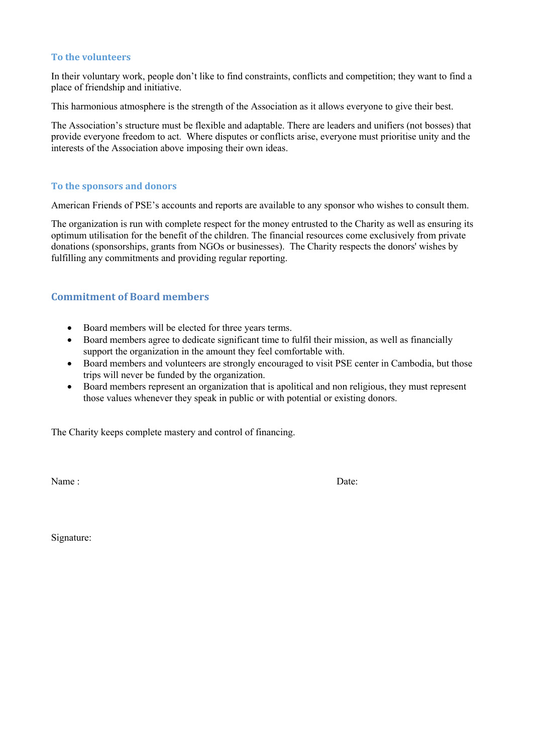### To the volunteers

In their voluntary work, people don't like to find constraints, conflicts and competition; they want to find a place of friendship and initiative.

This harmonious atmosphere is the strength of the Association as it allows everyone to give their best.

The Association's structure must be flexible and adaptable. There are leaders and unifiers (not bosses) that provide everyone freedom to act. Where disputes or conflicts arise, everyone must prioritise unity and the interests of the Association above imposing their own ideas.

### To the sponsors and donors

American Friends of PSE's accounts and reports are available to any sponsor who wishes to consult them.

The organization is run with complete respect for the money entrusted to the Charity as well as ensuring its optimum utilisation for the benefit of the children. The financial resources come exclusively from private donations (sponsorships, grants from NGOs or businesses). The Charity respects the donors' wishes by fulfilling any commitments and providing regular reporting.

## Commitment of Board members

- Board members will be elected for three years terms.
- Board members agree to dedicate significant time to fulfil their mission, as well as financially support the organization in the amount they feel comfortable with.
- Board members and volunteers are strongly encouraged to visit PSE center in Cambodia, but those trips will never be funded by the organization.
- Board members represent an organization that is apolitical and non religious, they must represent those values whenever they speak in public or with potential or existing donors.

The Charity keeps complete mastery and control of financing.

Name : Date:

Signature: